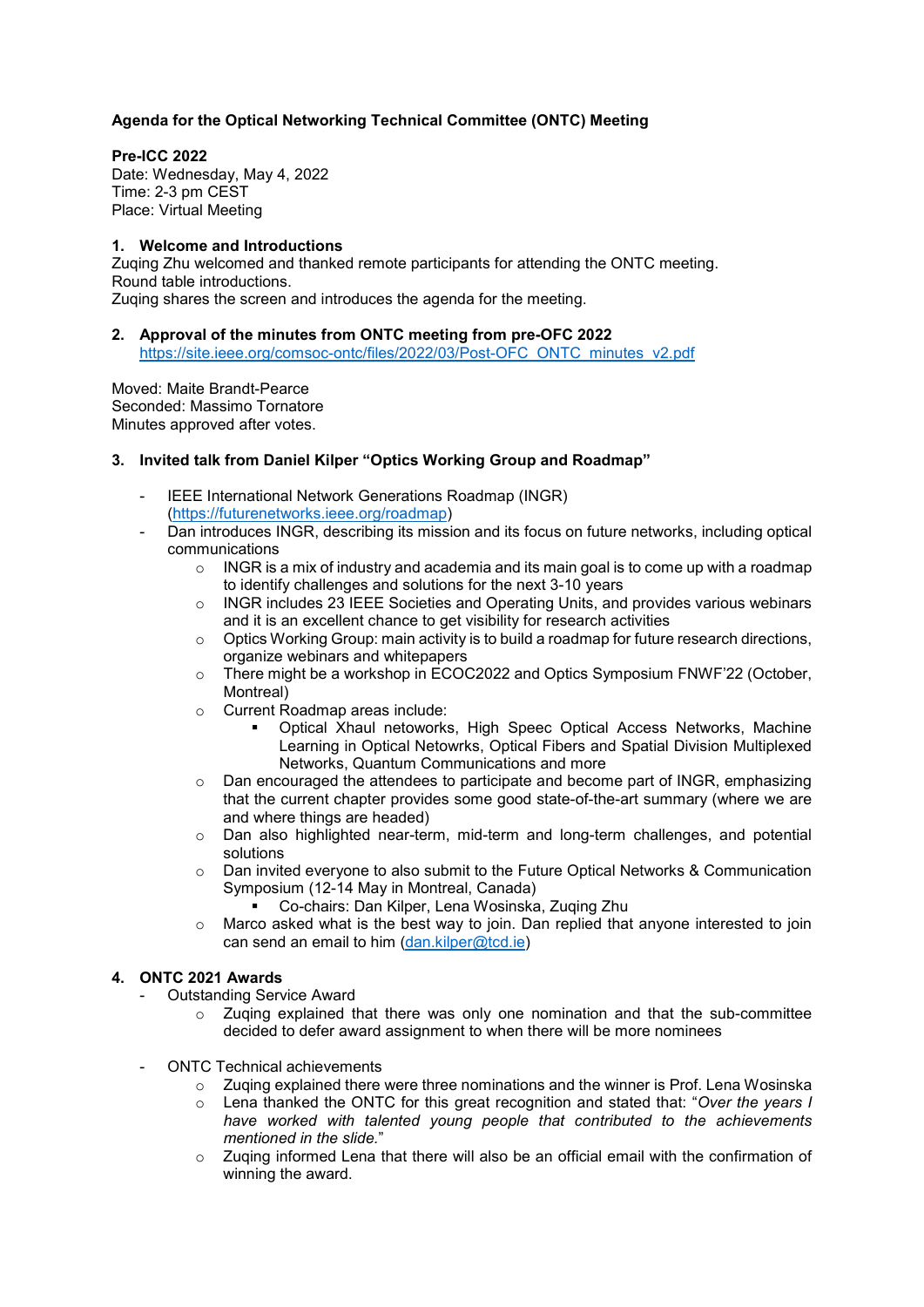**Agenda for the Optical Networking Technical Committee (ONTC) Meeting**

**Pre-ICC 2022**
Date: Wednesday, May 4, 2022
Time: 2-3 pm CEST
Place: Virtual Meeting

**1. Welcome and Introductions**

Zuqing Zhu welcomed and thanked remote participants for attending the ONTC meeting.
Round table introductions.
Zuqing shares the screen and introduces the agenda for the meeting.

**2. Approval of the minutes from ONTC meeting from pre-OFC 2022**

https://site.ieee.org/comsoc-ontc/files/2022/03/Post-OFC_ONTC_minutes_v2.pdf

Moved: Maite Brandt-Pearce
Seconded: Massimo Tornatore
Minutes approved after votes.

**3. Invited talk from Daniel Kilper "Optics Working Group and Roadmap"**

- IEEE International Network Generations Roadmap (INGR) (https://futurenetworks.ieee.org/roadmap)
- Dan introduces INGR, describing its mission and its focus on future networks, including optical communications
  - INGR is a mix of industry and academia and its main goal is to come up with a roadmap to identify challenges and solutions for the next 3-10 years
  - INGR includes 23 IEEE Societies and Operating Units, and provides various webinars and it is an excellent chance to get visibility for research activities
  - Optics Working Group: main activity is to build a roadmap for future research directions, organize webinars and whitepapers
  - There might be a workshop in ECOC2022 and Optics Symposium FNWF'22 (October, Montreal)
  - Current Roadmap areas include:
    - Optical Xhaul netoworks, High Speec Optical Access Networks, Machine Learning in Optical Netowrks, Optical Fibers and Spatial Division Multiplexed Networks, Quantum Communications and more
  - Dan encouraged the attendees to participate and become part of INGR, emphasizing that the current chapter provides some good state-of-the-art summary (where we are and where things are headed)
  - Dan also highlighted near-term, mid-term and long-term challenges, and potential solutions
  - Dan invited everyone to also submit to the Future Optical Networks & Communication Symposium (12-14 May in Montreal, Canada)
    - Co-chairs: Dan Kilper, Lena Wosinska, Zuqing Zhu
  - Marco asked what is the best way to join. Dan replied that anyone interested to join can send an email to him (dan.kilper@tcd.ie)

**4. ONTC 2021 Awards**

- Outstanding Service Award
  - Zuqing explained that there was only one nomination and that the sub-committee decided to defer award assignment to when there will be more nominees
- ONTC Technical achievements
  - Zuqing explained there were three nominations and the winner is Prof. Lena Wosinska
  - Lena thanked the ONTC for this great recognition and stated that: "*Over the years I have worked with talented young people that contributed to the achievements mentioned in the slide.*"
  - Zuqing informed Lena that there will also be an official email with the confirmation of winning the award.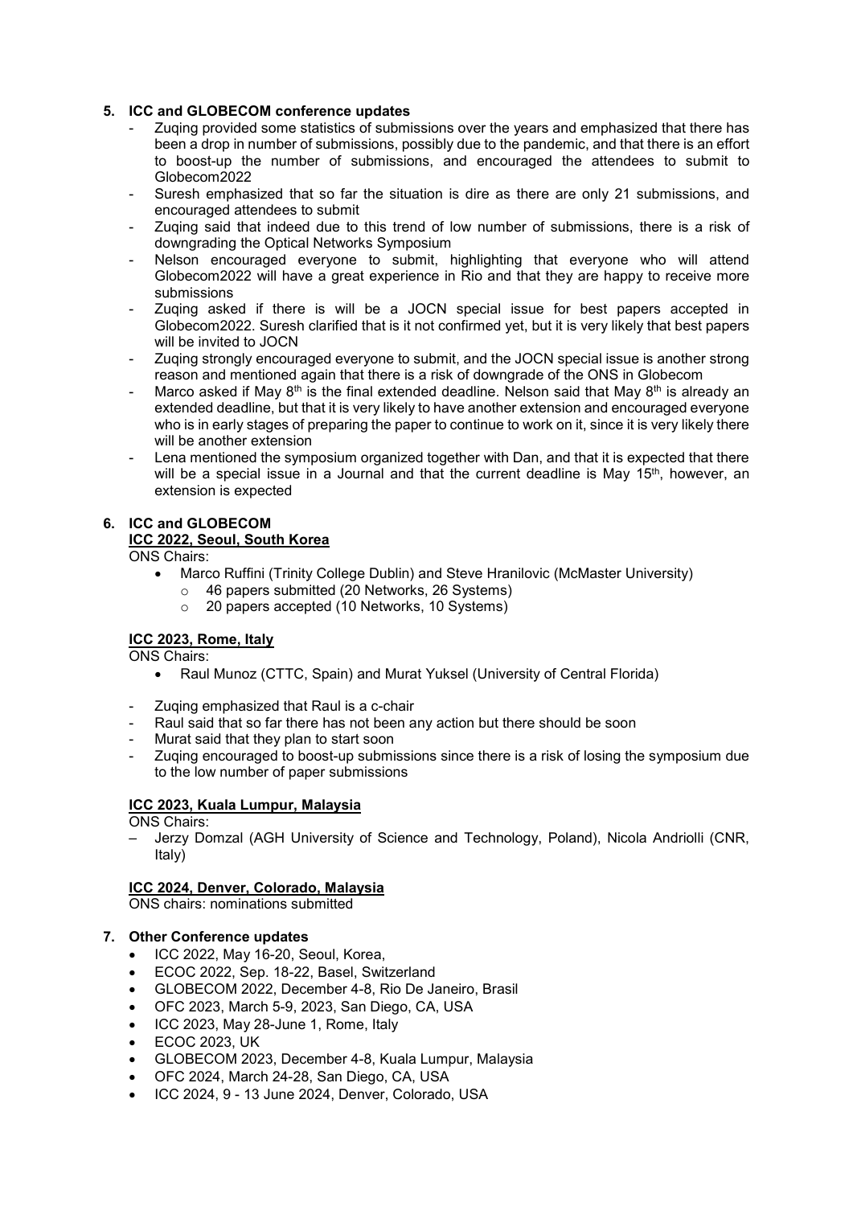## 5. ICC and GLOBECOM conference updates

- Zuqing provided some statistics of submissions over the years and emphasized that there has been a drop in number of submissions, possibly due to the pandemic, and that there is an effort to boost-up the number of submissions, and encouraged the attendees to submit to Globecom2022
- Suresh emphasized that so far the situation is dire as there are only 21 submissions, and encouraged attendees to submit
- Zuqing said that indeed due to this trend of low number of submissions, there is a risk of downgrading the Optical Networks Symposium
- Nelson encouraged everyone to submit, highlighting that everyone who will attend Globecom2022 will have a great experience in Rio and that they are happy to receive more submissions
- Zuqing asked if there is will be a JOCN special issue for best papers accepted in Globecom2022. Suresh clarified that is it not confirmed yet, but it is very likely that best papers will be invited to JOCN
- Zuqing strongly encouraged everyone to submit, and the JOCN special issue is another strong reason and mentioned again that there is a risk of downgrade of the ONS in Globecom
- Marco asked if May 8th is the final extended deadline. Nelson said that May 8th is already an extended deadline, but that it is very likely to have another extension and encouraged everyone who is in early stages of preparing the paper to continue to work on it, since it is very likely there will be another extension
- Lena mentioned the symposium organized together with Dan, and that it is expected that there will be a special issue in a Journal and that the current deadline is May 15th, however, an extension is expected

## 6. ICC and GLOBECOM

**ICC 2022, Seoul, South Korea**

ONS Chairs:

- Marco Ruffini (Trinity College Dublin) and Steve Hranilovic (McMaster University)
  - 46 papers submitted (20 Networks, 26 Systems)
  - 20 papers accepted (10 Networks, 10 Systems)

**ICC 2023, Rome, Italy**

ONS Chairs:

- Raul Munoz (CTTC, Spain) and Murat Yuksel (University of Central Florida)

- Zuqing emphasized that Raul is a c-chair
- Raul said that so far there has not been any action but there should be soon
- Murat said that they plan to start soon
- Zuqing encouraged to boost-up submissions since there is a risk of losing the symposium due to the low number of paper submissions

**ICC 2023, Kuala Lumpur, Malaysia**

ONS Chairs:

– Jerzy Domzal (AGH University of Science and Technology, Poland), Nicola Andriolli (CNR, Italy)

**ICC 2024, Denver, Colorado, Malaysia**

ONS chairs: nominations submitted

## 7. Other Conference updates

- ICC 2022, May 16-20, Seoul, Korea,
- ECOC 2022, Sep. 18-22, Basel, Switzerland
- GLOBECOM 2022, December 4-8, Rio De Janeiro, Brasil
- OFC 2023, March 5-9, 2023, San Diego, CA, USA
- ICC 2023, May 28-June 1, Rome, Italy
- ECOC 2023, UK
- GLOBECOM 2023, December 4-8, Kuala Lumpur, Malaysia
- OFC 2024, March 24-28, San Diego, CA, USA
- ICC 2024, 9 - 13 June 2024, Denver, Colorado, USA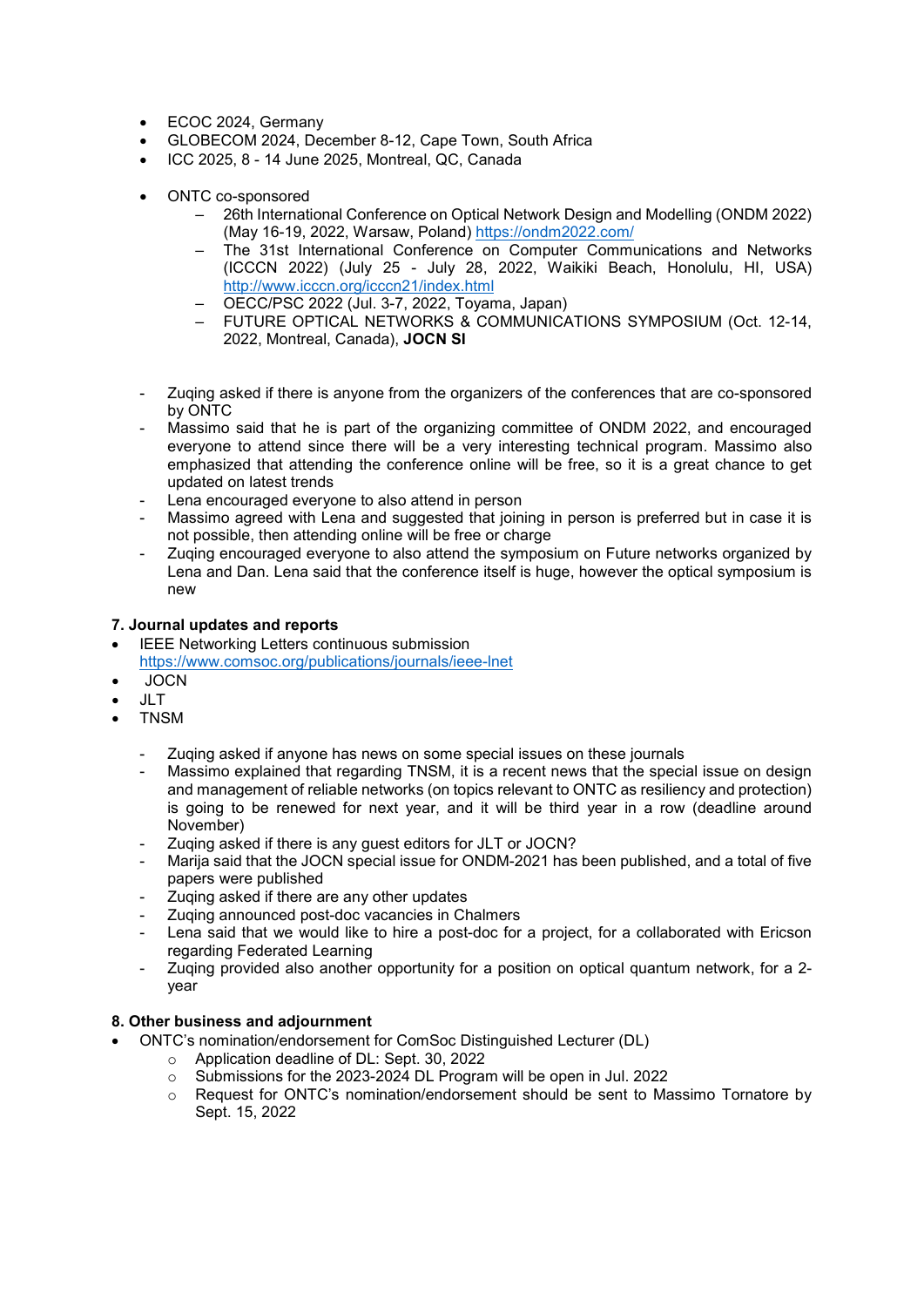- ECOC 2024, Germany
- GLOBECOM 2024, December 8-12, Cape Town, South Africa
- ICC 2025, 8 - 14 June 2025, Montreal, QC, Canada

- ONTC co-sponsored
  - 26th International Conference on Optical Network Design and Modelling (ONDM 2022) (May 16-19, 2022, Warsaw, Poland) https://ondm2022.com/
  - The 31st International Conference on Computer Communications and Networks (ICCCN 2022) (July 25 - July 28, 2022, Waikiki Beach, Honolulu, HI, USA) http://www.icccn.org/icccn21/index.html
  - OECC/PSC 2022 (Jul. 3-7, 2022, Toyama, Japan)
  - FUTURE OPTICAL NETWORKS & COMMUNICATIONS SYMPOSIUM (Oct. 12-14, 2022, Montreal, Canada), **JOCN SI**

- Zuqing asked if there is anyone from the organizers of the conferences that are co-sponsored by ONTC
- Massimo said that he is part of the organizing committee of ONDM 2022, and encouraged everyone to attend since there will be a very interesting technical program. Massimo also emphasized that attending the conference online will be free, so it is a great chance to get updated on latest trends
- Lena encouraged everyone to also attend in person
- Massimo agreed with Lena and suggested that joining in person is preferred but in case it is not possible, then attending online will be free or charge
- Zuqing encouraged everyone to also attend the symposium on Future networks organized by Lena and Dan. Lena said that the conference itself is huge, however the optical symposium is new

**7. Journal updates and reports**

- IEEE Networking Letters continuous submission https://www.comsoc.org/publications/journals/ieee-lnet
- JOCN
- JLT
- TNSM

  - Zuqing asked if anyone has news on some special issues on these journals
  - Massimo explained that regarding TNSM, it is a recent news that the special issue on design and management of reliable networks (on topics relevant to ONTC as resiliency and protection) is going to be renewed for next year, and it will be third year in a row (deadline around November)
  - Zuqing asked if there is any guest editors for JLT or JOCN?
  - Marija said that the JOCN special issue for ONDM-2021 has been published, and a total of five papers were published
  - Zuqing asked if there are any other updates
  - Zuqing announced post-doc vacancies in Chalmers
  - Lena said that we would like to hire a post-doc for a project, for a collaborated with Ericson regarding Federated Learning
  - Zuqing provided also another opportunity for a position on optical quantum network, for a 2-year

**8. Other business and adjournment**

- ONTC's nomination/endorsement for ComSoc Distinguished Lecturer (DL)
  - Application deadline of DL: Sept. 30, 2022
  - Submissions for the 2023-2024 DL Program will be open in Jul. 2022
  - Request for ONTC's nomination/endorsement should be sent to Massimo Tornatore by Sept. 15, 2022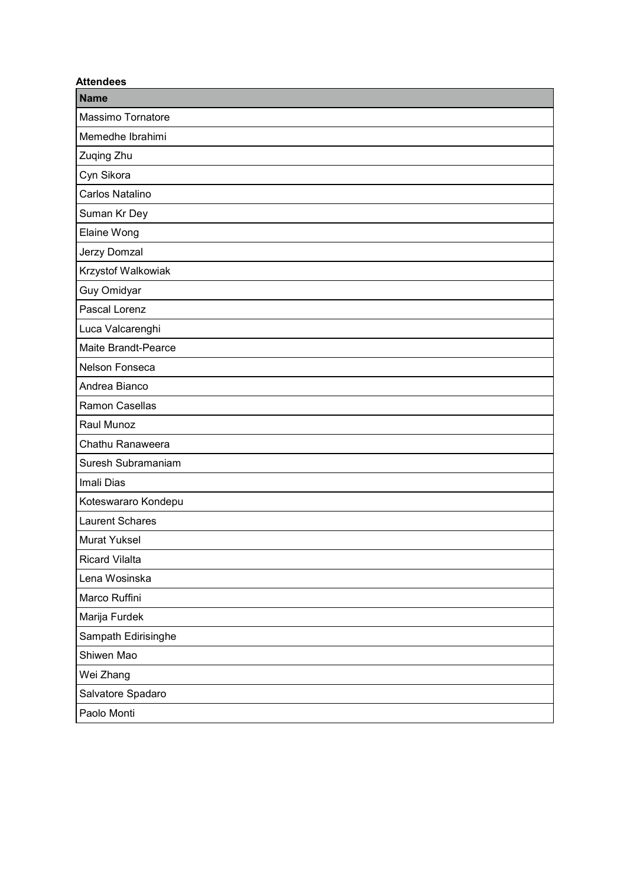**Attendees**

| Name |
| --- |
| Massimo Tornatore |
| Memedhe Ibrahimi |
| Zuqing Zhu |
| Cyn Sikora |
| Carlos Natalino |
| Suman Kr Dey |
| Elaine Wong |
| Jerzy Domzal |
| Krzystof Walkowiak |
| Guy Omidyar |
| Pascal Lorenz |
| Luca Valcarenghi |
| Maite Brandt-Pearce |
| Nelson Fonseca |
| Andrea Bianco |
| Ramon Casellas |
| Raul Munoz |
| Chathu Ranaweera |
| Suresh Subramaniam |
| Imali Dias |
| Koteswararo Kondepu |
| Laurent Schares |
| Murat Yuksel |
| Ricard Vilalta |
| Lena Wosinska |
| Marco Ruffini |
| Marija Furdek |
| Sampath Edirisinghe |
| Shiwen Mao |
| Wei Zhang |
| Salvatore Spadaro |
| Paolo Monti |